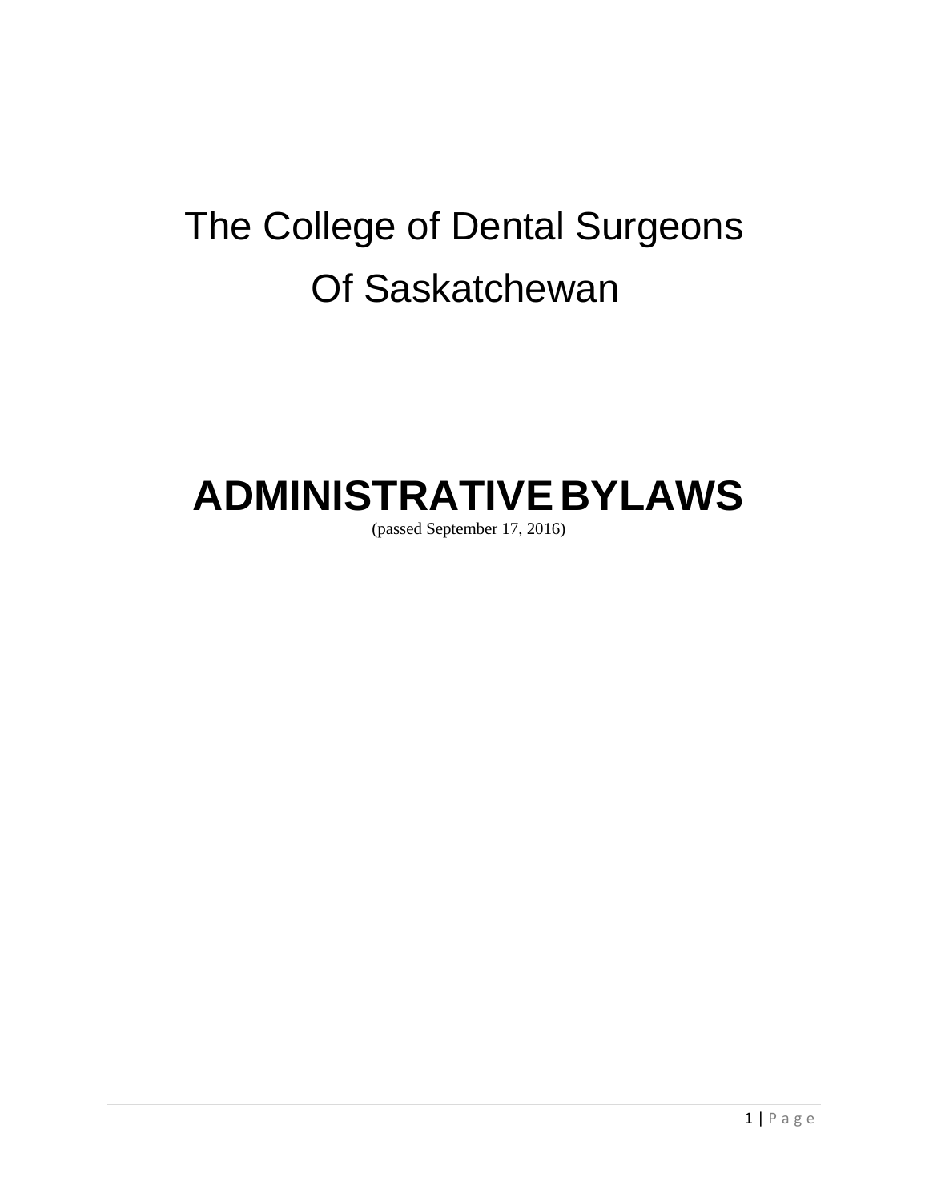# The College of Dental Surgeons Of Saskatchewan

# ADMINISTRATIVE BYLAWS

(passed September 17, 2016)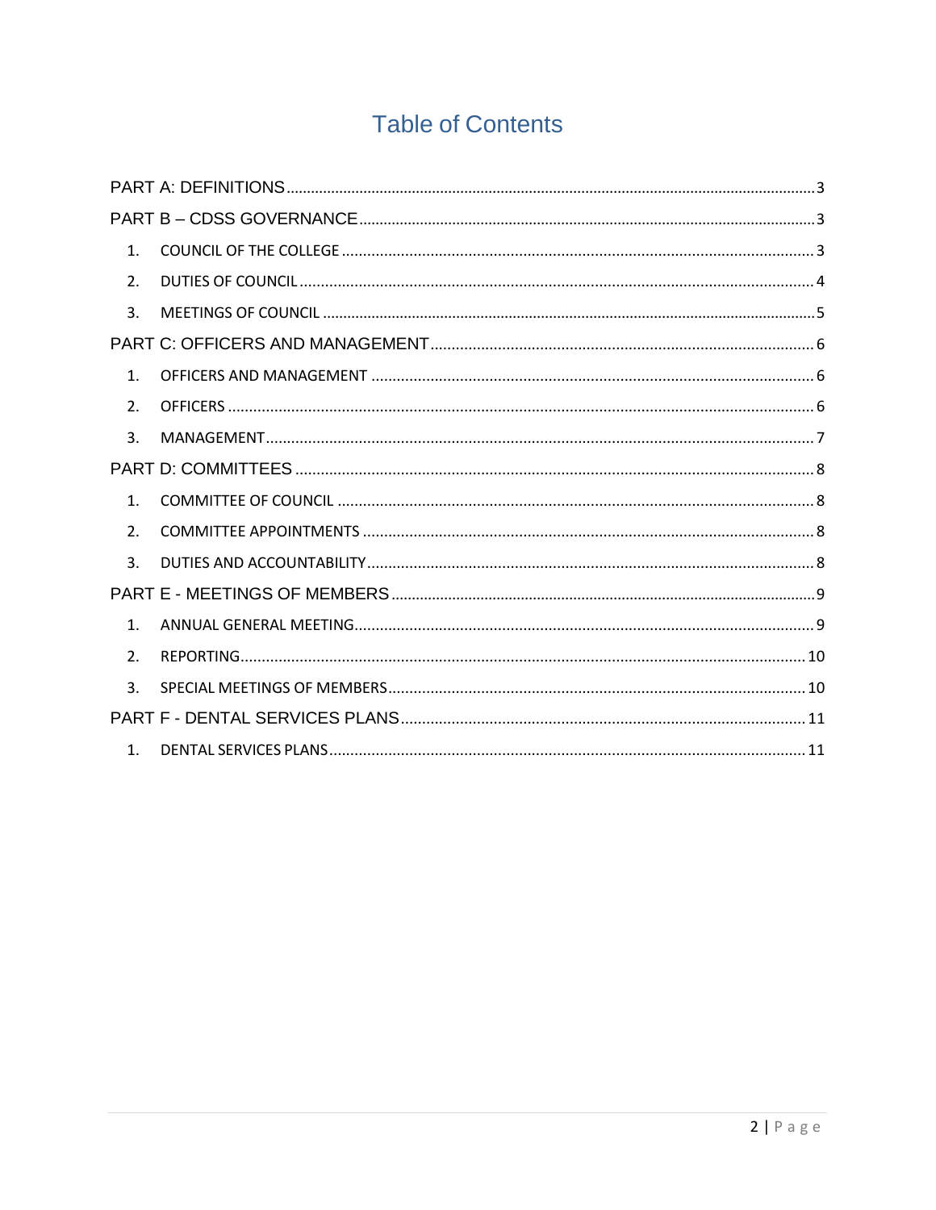# Table of Contents

PART A: DEFINITIONS ... 3

PART B – CDSS GOVERNANCE ... 3

1. COUNCIL OF THE COLLEGE ... 3
2. DUTIES OF COUNCIL ... 4
3. MEETINGS OF COUNCIL ... 5

PART C: OFFICERS AND MANAGEMENT ... 6

1. OFFICERS AND MANAGEMENT ... 6
2. OFFICERS ... 6
3. MANAGEMENT ... 7

PART D: COMMITTEES ... 8

1. COMMITTEE OF COUNCIL ... 8
2. COMMITTEE APPOINTMENTS ... 8
3. DUTIES AND ACCOUNTABILITY ... 8

PART E - MEETINGS OF MEMBERS ... 9

1. ANNUAL GENERAL MEETING ... 9
2. REPORTING ... 10
3. SPECIAL MEETINGS OF MEMBERS ... 10

PART F - DENTAL SERVICES PLANS ... 11

1. DENTAL SERVICES PLANS ... 11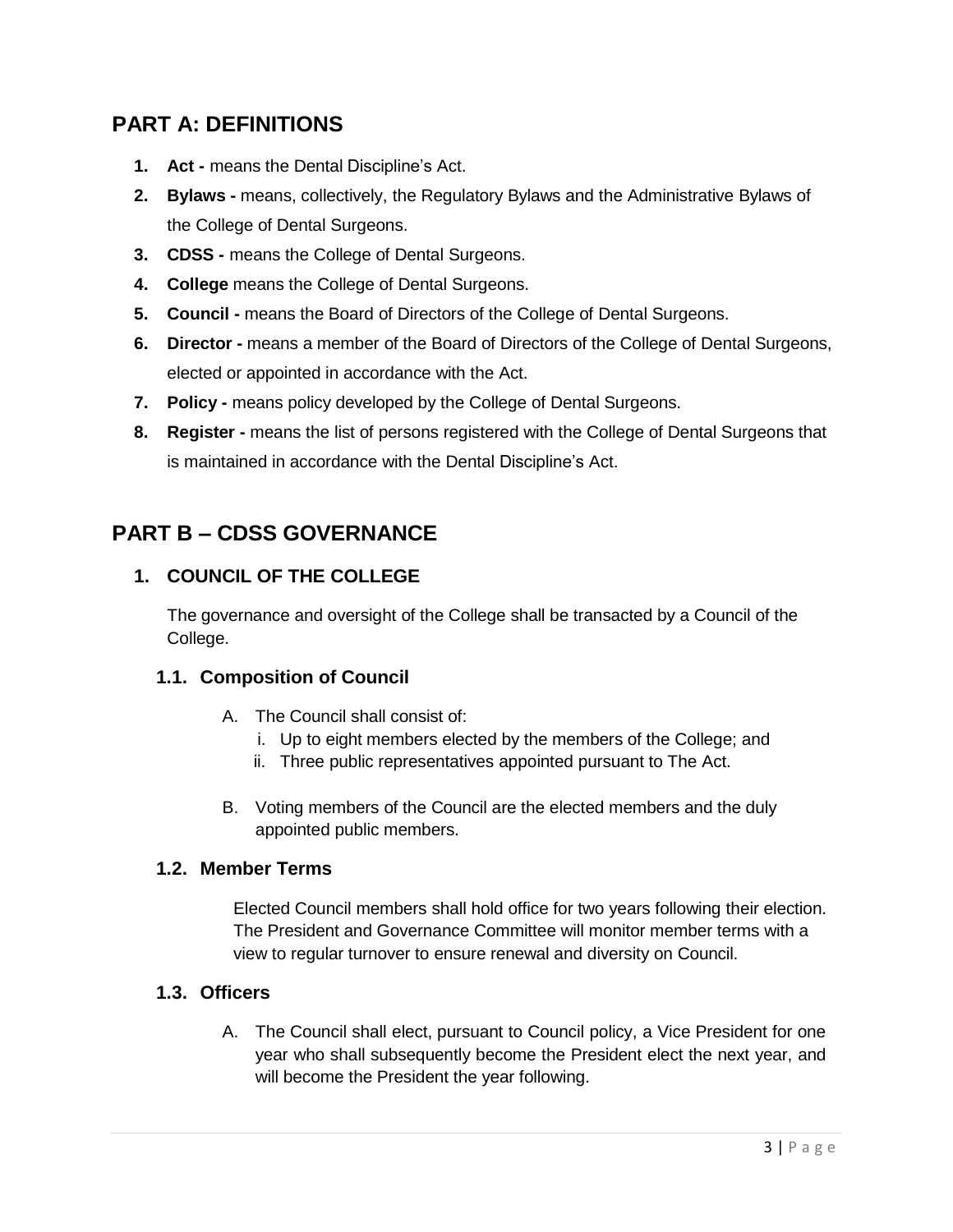# PART A: DEFINITIONS

1. **Act -** means the Dental Discipline's Act.
2. **Bylaws -** means, collectively, the Regulatory Bylaws and the Administrative Bylaws of the College of Dental Surgeons.
3. **CDSS -** means the College of Dental Surgeons.
4. **College** means the College of Dental Surgeons.
5. **Council -** means the Board of Directors of the College of Dental Surgeons.
6. **Director -** means a member of the Board of Directors of the College of Dental Surgeons, elected or appointed in accordance with the Act.
7. **Policy -** means policy developed by the College of Dental Surgeons.
8. **Register -** means the list of persons registered with the College of Dental Surgeons that is maintained in accordance with the Dental Discipline's Act.

# PART B – CDSS GOVERNANCE

## 1. COUNCIL OF THE COLLEGE

The governance and oversight of the College shall be transacted by a Council of the College.

### 1.1. Composition of Council

A. The Council shall consist of:
   i. Up to eight members elected by the members of the College; and
   ii. Three public representatives appointed pursuant to The Act.

B. Voting members of the Council are the elected members and the duly appointed public members.

### 1.2. Member Terms

Elected Council members shall hold office for two years following their election. The President and Governance Committee will monitor member terms with a view to regular turnover to ensure renewal and diversity on Council.

### 1.3. Officers

A. The Council shall elect, pursuant to Council policy, a Vice President for one year who shall subsequently become the President elect the next year, and will become the President the year following.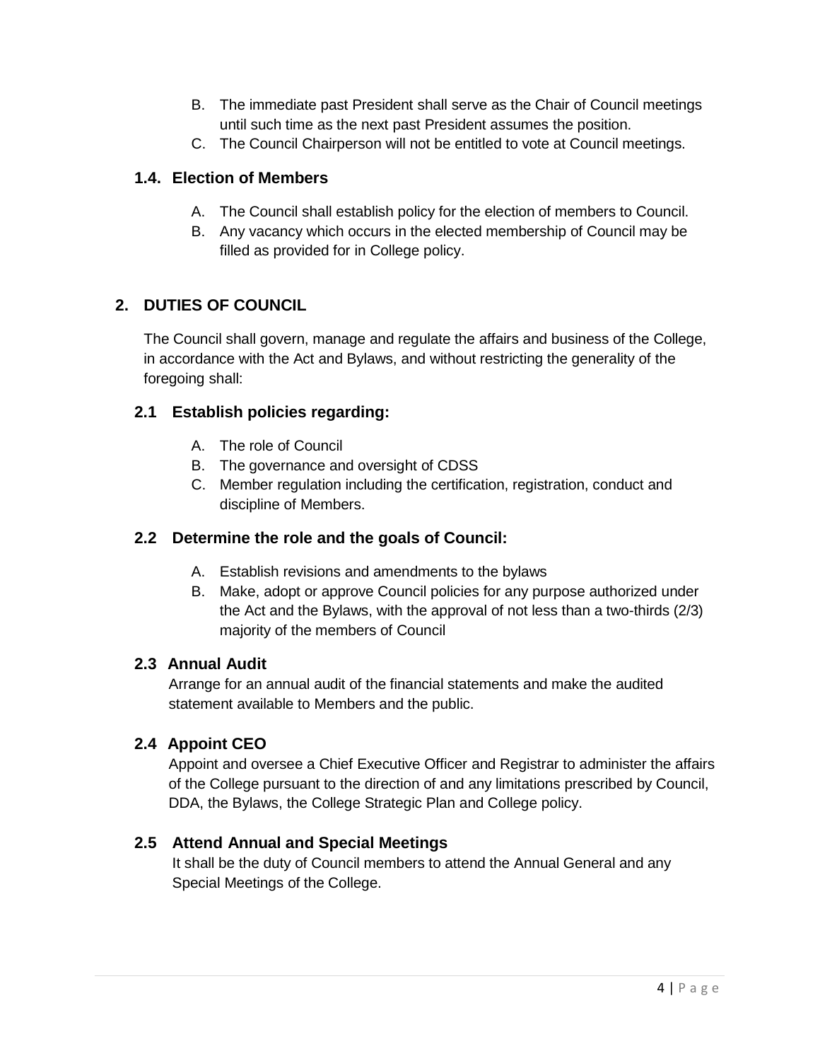B. The immediate past President shall serve as the Chair of Council meetings until such time as the next past President assumes the position.
C. The Council Chairperson will not be entitled to vote at Council meetings.

### 1.4. Election of Members

A. The Council shall establish policy for the election of members to Council.
B. Any vacancy which occurs in the elected membership of Council may be filled as provided for in College policy.

## 2. DUTIES OF COUNCIL

The Council shall govern, manage and regulate the affairs and business of the College, in accordance with the Act and Bylaws, and without restricting the generality of the foregoing shall:

### 2.1 Establish policies regarding:

A. The role of Council
B. The governance and oversight of CDSS
C. Member regulation including the certification, registration, conduct and discipline of Members.

### 2.2 Determine the role and the goals of Council:

A. Establish revisions and amendments to the bylaws
B. Make, adopt or approve Council policies for any purpose authorized under the Act and the Bylaws, with the approval of not less than a two-thirds (2/3) majority of the members of Council

### 2.3 Annual Audit

Arrange for an annual audit of the financial statements and make the audited statement available to Members and the public.

### 2.4 Appoint CEO

Appoint and oversee a Chief Executive Officer and Registrar to administer the affairs of the College pursuant to the direction of and any limitations prescribed by Council, DDA, the Bylaws, the College Strategic Plan and College policy.

### 2.5 Attend Annual and Special Meetings

It shall be the duty of Council members to attend the Annual General and any Special Meetings of the College.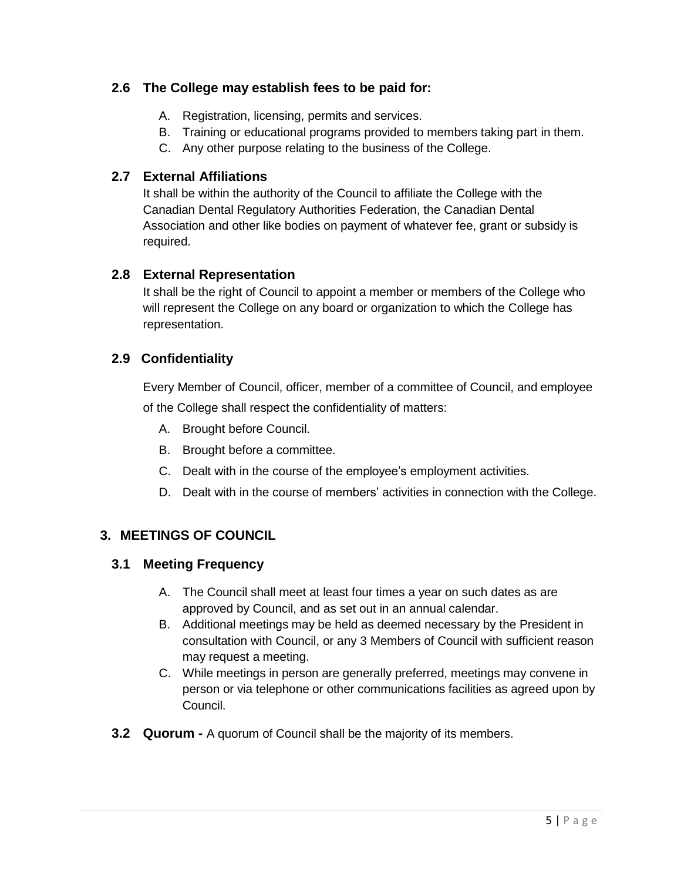### 2.6 The College may establish fees to be paid for:

A. Registration, licensing, permits and services.
B. Training or educational programs provided to members taking part in them.
C. Any other purpose relating to the business of the College.

### 2.7 External Affiliations

It shall be within the authority of the Council to affiliate the College with the Canadian Dental Regulatory Authorities Federation, the Canadian Dental Association and other like bodies on payment of whatever fee, grant or subsidy is required.

### 2.8 External Representation

It shall be the right of Council to appoint a member or members of the College who will represent the College on any board or organization to which the College has representation.

### 2.9 Confidentiality

Every Member of Council, officer, member of a committee of Council, and employee of the College shall respect the confidentiality of matters:

A. Brought before Council.
B. Brought before a committee.
C. Dealt with in the course of the employee's employment activities.
D. Dealt with in the course of members' activities in connection with the College.

## 3. MEETINGS OF COUNCIL

### 3.1 Meeting Frequency

A. The Council shall meet at least four times a year on such dates as are approved by Council, and as set out in an annual calendar.
B. Additional meetings may be held as deemed necessary by the President in consultation with Council, or any 3 Members of Council with sufficient reason may request a meeting.
C. While meetings in person are generally preferred, meetings may convene in person or via telephone or other communications facilities as agreed upon by Council.

**3.2 Quorum -** A quorum of Council shall be the majority of its members.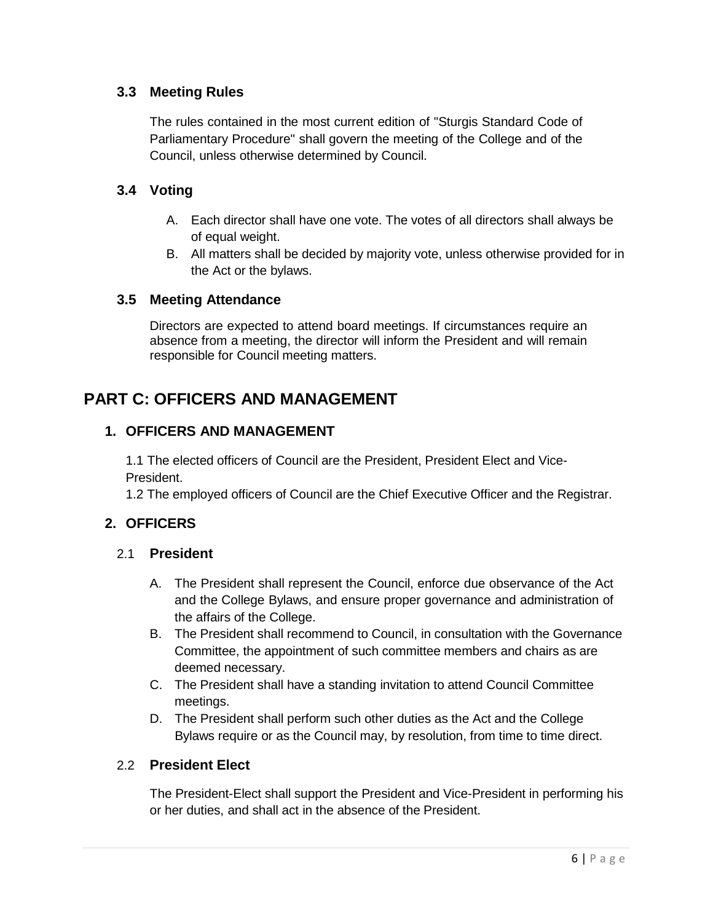### 3.3 Meeting Rules

The rules contained in the most current edition of "Sturgis Standard Code of Parliamentary Procedure" shall govern the meeting of the College and of the Council, unless otherwise determined by Council.

### 3.4 Voting

A. Each director shall have one vote. The votes of all directors shall always be of equal weight.
B. All matters shall be decided by majority vote, unless otherwise provided for in the Act or the bylaws.

### 3.5 Meeting Attendance

Directors are expected to attend board meetings. If circumstances require an absence from a meeting, the director will inform the President and will remain responsible for Council meeting matters.

# PART C: OFFICERS AND MANAGEMENT

## 1. OFFICERS AND MANAGEMENT

1.1 The elected officers of Council are the President, President Elect and Vice-President.
1.2 The employed officers of Council are the Chief Executive Officer and the Registrar.

## 2. OFFICERS

### 2.1 President

A. The President shall represent the Council, enforce due observance of the Act and the College Bylaws, and ensure proper governance and administration of the affairs of the College.
B. The President shall recommend to Council, in consultation with the Governance Committee, the appointment of such committee members and chairs as are deemed necessary.
C. The President shall have a standing invitation to attend Council Committee meetings.
D. The President shall perform such other duties as the Act and the College Bylaws require or as the Council may, by resolution, from time to time direct.

### 2.2 President Elect

The President-Elect shall support the President and Vice-President in performing his or her duties, and shall act in the absence of the President.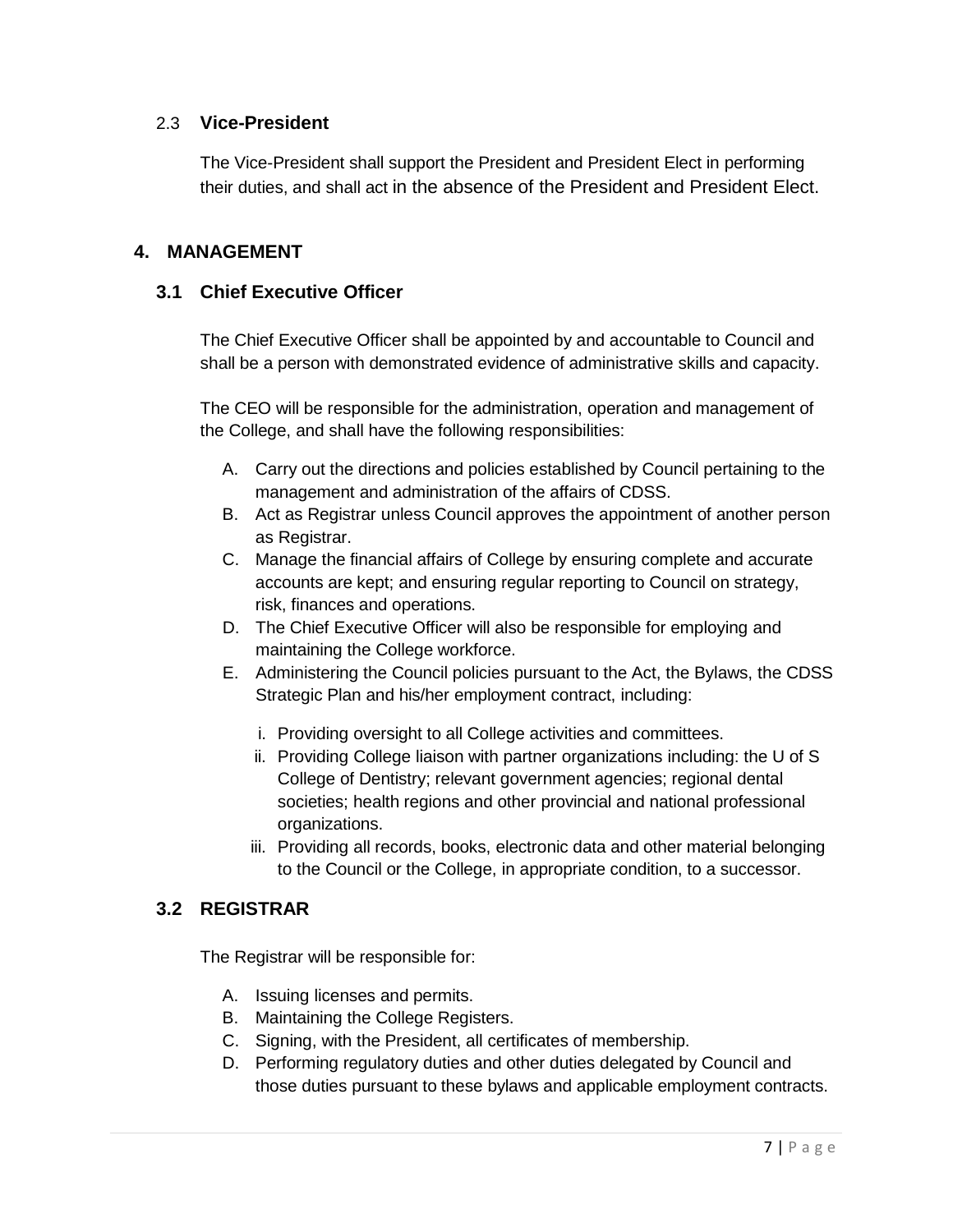### 2.3 Vice-President

The Vice-President shall support the President and President Elect in performing their duties, and shall act in the absence of the President and President Elect.

## 4. MANAGEMENT

### 3.1 Chief Executive Officer

The Chief Executive Officer shall be appointed by and accountable to Council and shall be a person with demonstrated evidence of administrative skills and capacity.

The CEO will be responsible for the administration, operation and management of the College, and shall have the following responsibilities:

A. Carry out the directions and policies established by Council pertaining to the management and administration of the affairs of CDSS.
B. Act as Registrar unless Council approves the appointment of another person as Registrar.
C. Manage the financial affairs of College by ensuring complete and accurate accounts are kept; and ensuring regular reporting to Council on strategy, risk, finances and operations.
D. The Chief Executive Officer will also be responsible for employing and maintaining the College workforce.
E. Administering the Council policies pursuant to the Act, the Bylaws, the CDSS Strategic Plan and his/her employment contract, including:

    i. Providing oversight to all College activities and committees.
    ii. Providing College liaison with partner organizations including: the U of S College of Dentistry; relevant government agencies; regional dental societies; health regions and other provincial and national professional organizations.
    iii. Providing all records, books, electronic data and other material belonging to the Council or the College, in appropriate condition, to a successor.

### 3.2 REGISTRAR

The Registrar will be responsible for:

A. Issuing licenses and permits.
B. Maintaining the College Registers.
C. Signing, with the President, all certificates of membership.
D. Performing regulatory duties and other duties delegated by Council and those duties pursuant to these bylaws and applicable employment contracts.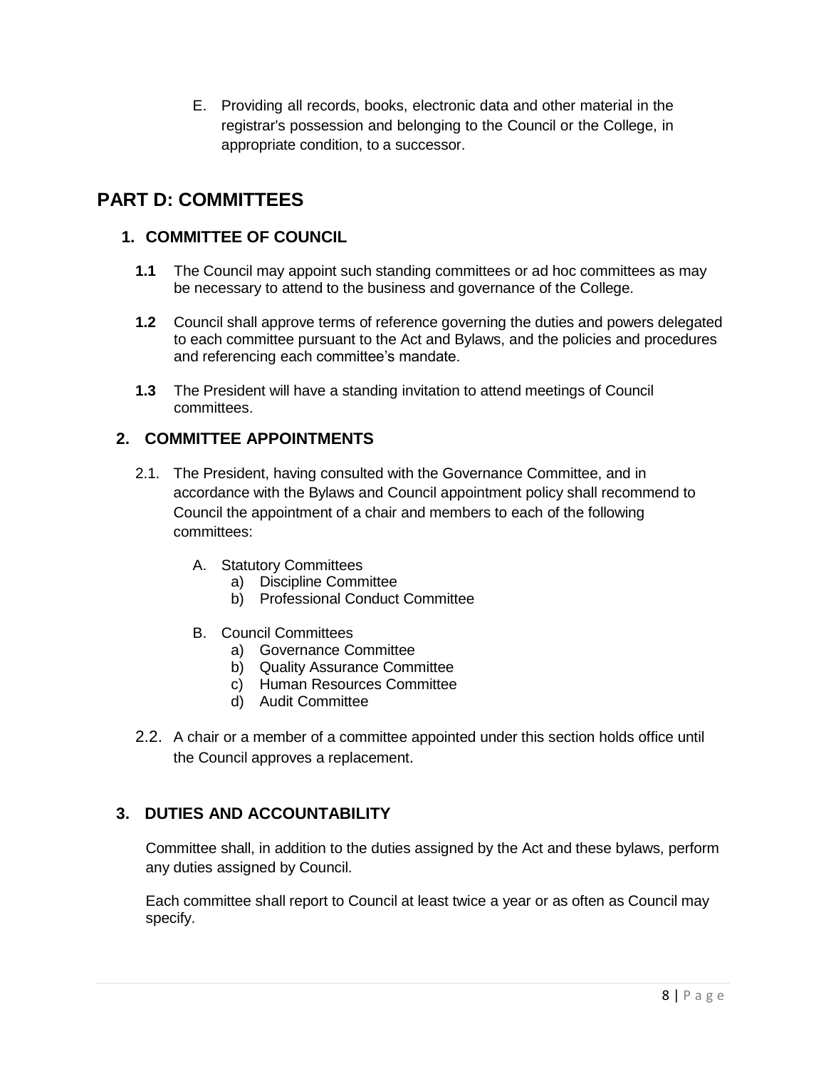E. Providing all records, books, electronic data and other material in the registrar's possession and belonging to the Council or the College, in appropriate condition, to a successor.

# PART D: COMMITTEES

## 1. COMMITTEE OF COUNCIL

**1.1** The Council may appoint such standing committees or ad hoc committees as may be necessary to attend to the business and governance of the College.

**1.2** Council shall approve terms of reference governing the duties and powers delegated to each committee pursuant to the Act and Bylaws, and the policies and procedures and referencing each committee's mandate.

**1.3** The President will have a standing invitation to attend meetings of Council committees.

## 2. COMMITTEE APPOINTMENTS

2.1. The President, having consulted with the Governance Committee, and in accordance with the Bylaws and Council appointment policy shall recommend to Council the appointment of a chair and members to each of the following committees:

A. Statutory Committees
   a) Discipline Committee
   b) Professional Conduct Committee

B. Council Committees
   a) Governance Committee
   b) Quality Assurance Committee
   c) Human Resources Committee
   d) Audit Committee

2.2. A chair or a member of a committee appointed under this section holds office until the Council approves a replacement.

## 3. DUTIES AND ACCOUNTABILITY

Committee shall, in addition to the duties assigned by the Act and these bylaws, perform any duties assigned by Council.

Each committee shall report to Council at least twice a year or as often as Council may specify.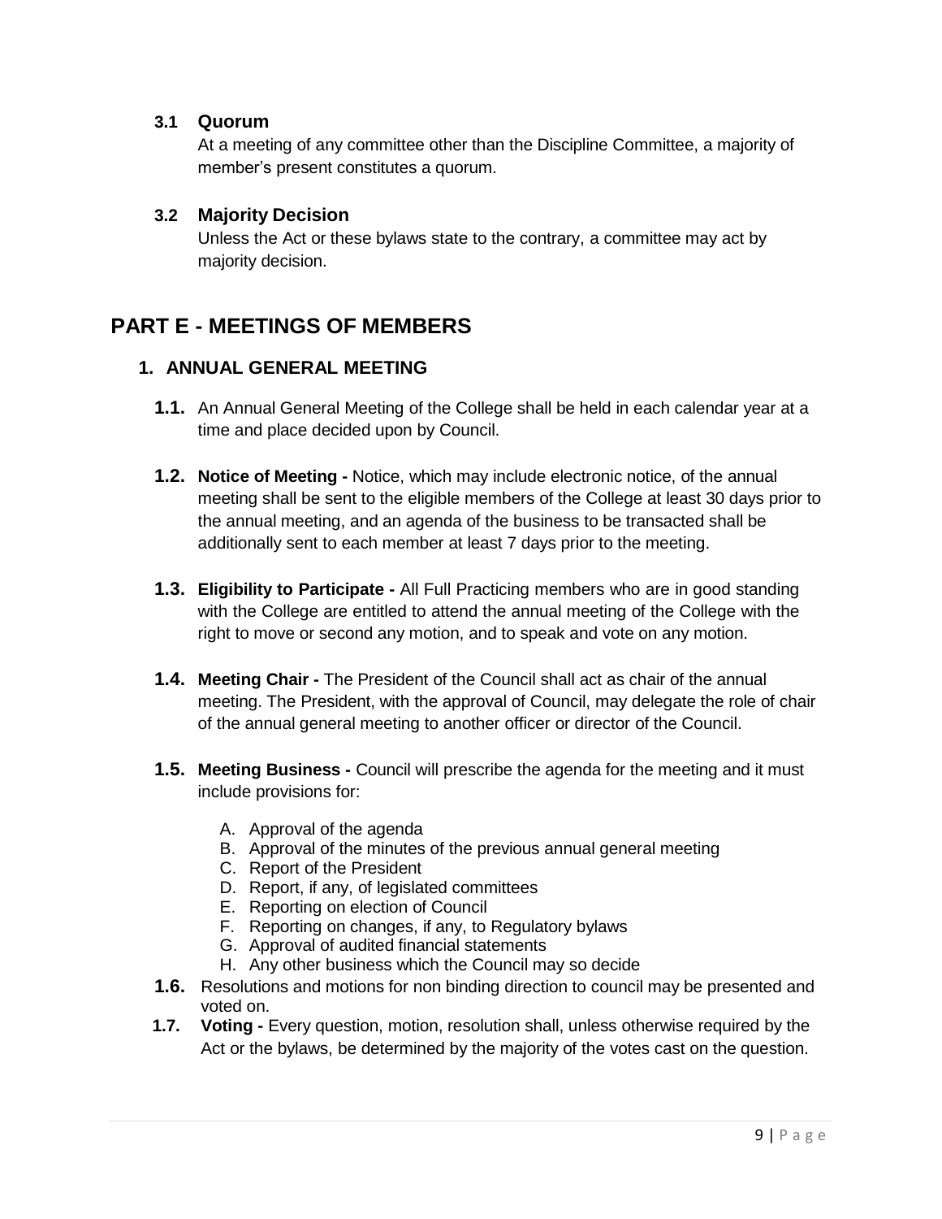### 3.1 Quorum

At a meeting of any committee other than the Discipline Committee, a majority of member's present constitutes a quorum.

### 3.2 Majority Decision

Unless the Act or these bylaws state to the contrary, a committee may act by majority decision.

# PART E - MEETINGS OF MEMBERS

## 1. ANNUAL GENERAL MEETING

**1.1.** An Annual General Meeting of the College shall be held in each calendar year at a time and place decided upon by Council.

**1.2. Notice of Meeting -** Notice, which may include electronic notice, of the annual meeting shall be sent to the eligible members of the College at least 30 days prior to the annual meeting, and an agenda of the business to be transacted shall be additionally sent to each member at least 7 days prior to the meeting.

**1.3. Eligibility to Participate -** All Full Practicing members who are in good standing with the College are entitled to attend the annual meeting of the College with the right to move or second any motion, and to speak and vote on any motion.

**1.4. Meeting Chair -** The President of the Council shall act as chair of the annual meeting. The President, with the approval of Council, may delegate the role of chair of the annual general meeting to another officer or director of the Council.

**1.5. Meeting Business -** Council will prescribe the agenda for the meeting and it must include provisions for:

A. Approval of the agenda
B. Approval of the minutes of the previous annual general meeting
C. Report of the President
D. Report, if any, of legislated committees
E. Reporting on election of Council
F. Reporting on changes, if any, to Regulatory bylaws
G. Approval of audited financial statements
H. Any other business which the Council may so decide

**1.6.** Resolutions and motions for non binding direction to council may be presented and voted on.

**1.7. Voting -** Every question, motion, resolution shall, unless otherwise required by the Act or the bylaws, be determined by the majority of the votes cast on the question.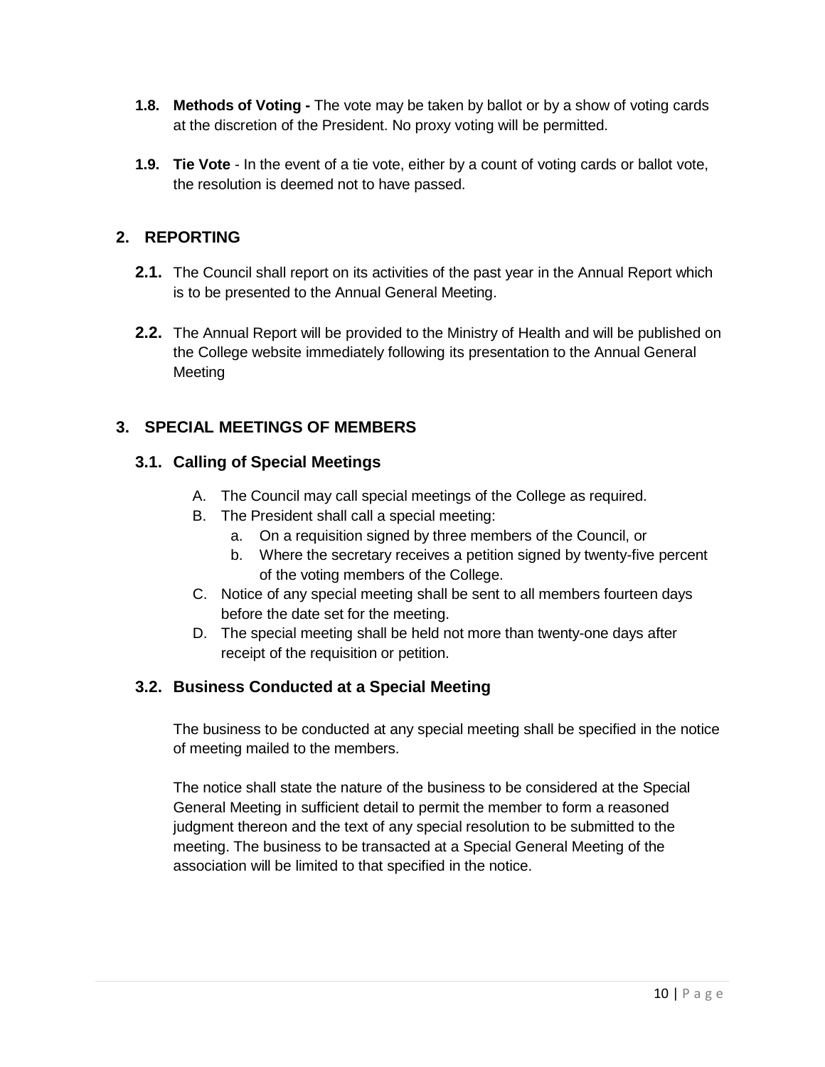**1.8. Methods of Voting -** The vote may be taken by ballot or by a show of voting cards at the discretion of the President. No proxy voting will be permitted.

**1.9. Tie Vote** - In the event of a tie vote, either by a count of voting cards or ballot vote, the resolution is deemed not to have passed.

## 2. REPORTING

**2.1.** The Council shall report on its activities of the past year in the Annual Report which is to be presented to the Annual General Meeting.

**2.2.** The Annual Report will be provided to the Ministry of Health and will be published on the College website immediately following its presentation to the Annual General Meeting

## 3. SPECIAL MEETINGS OF MEMBERS

### 3.1. Calling of Special Meetings

A. The Council may call special meetings of the College as required.

B. The President shall call a special meeting:
   a. On a requisition signed by three members of the Council, or
   b. Where the secretary receives a petition signed by twenty-five percent of the voting members of the College.

C. Notice of any special meeting shall be sent to all members fourteen days before the date set for the meeting.

D. The special meeting shall be held not more than twenty-one days after receipt of the requisition or petition.

### 3.2. Business Conducted at a Special Meeting

The business to be conducted at any special meeting shall be specified in the notice of meeting mailed to the members.

The notice shall state the nature of the business to be considered at the Special General Meeting in sufficient detail to permit the member to form a reasoned judgment thereon and the text of any special resolution to be submitted to the meeting. The business to be transacted at a Special General Meeting of the association will be limited to that specified in the notice.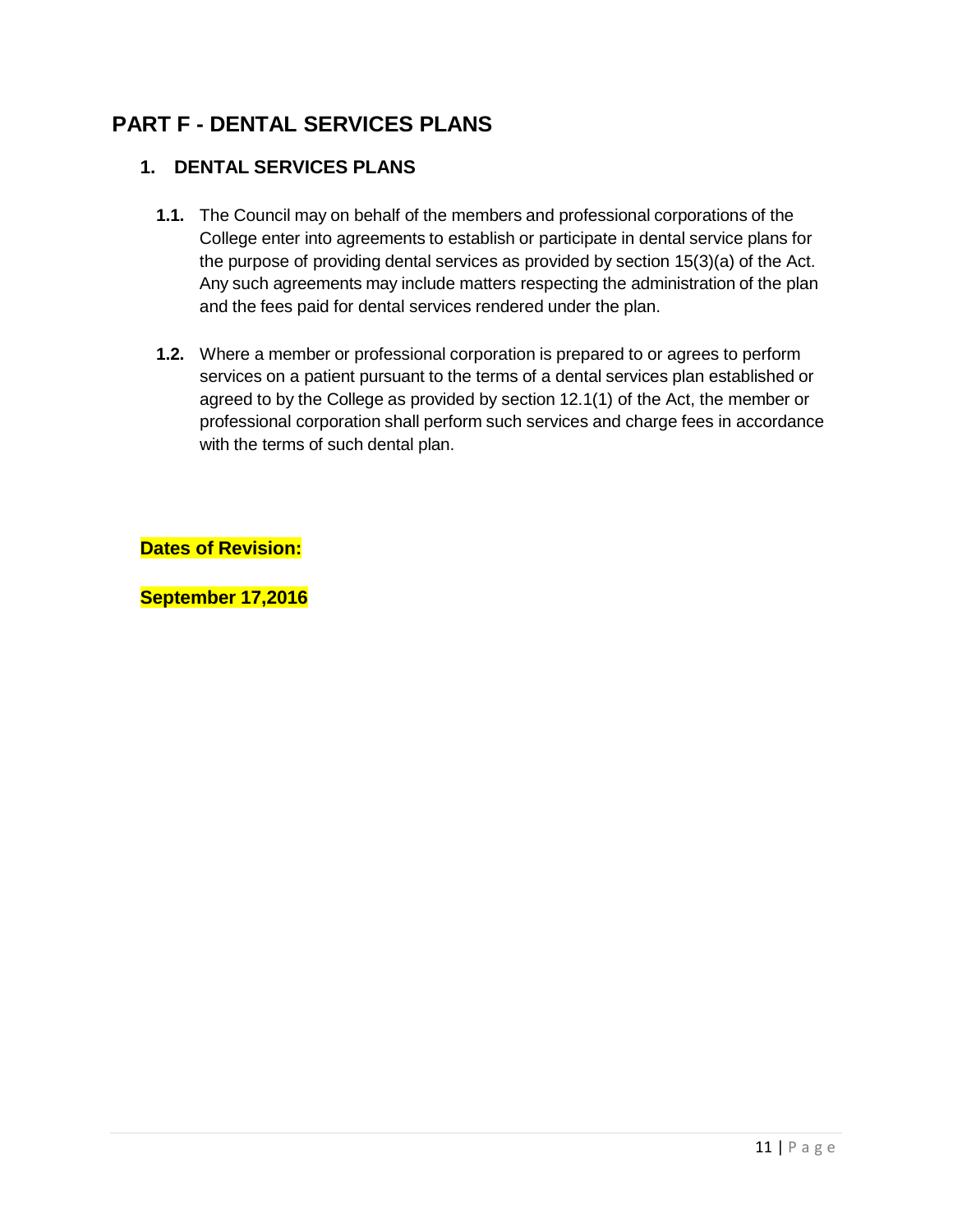# PART F - DENTAL SERVICES PLANS

## 1. DENTAL SERVICES PLANS

**1.1.** The Council may on behalf of the members and professional corporations of the College enter into agreements to establish or participate in dental service plans for the purpose of providing dental services as provided by section 15(3)(a) of the Act. Any such agreements may include matters respecting the administration of the plan and the fees paid for dental services rendered under the plan.

**1.2.** Where a member or professional corporation is prepared to or agrees to perform services on a patient pursuant to the terms of a dental services plan established or agreed to by the College as provided by section 12.1(1) of the Act, the member or professional corporation shall perform such services and charge fees in accordance with the terms of such dental plan.

**Dates of Revision:**

**September 17,2016**